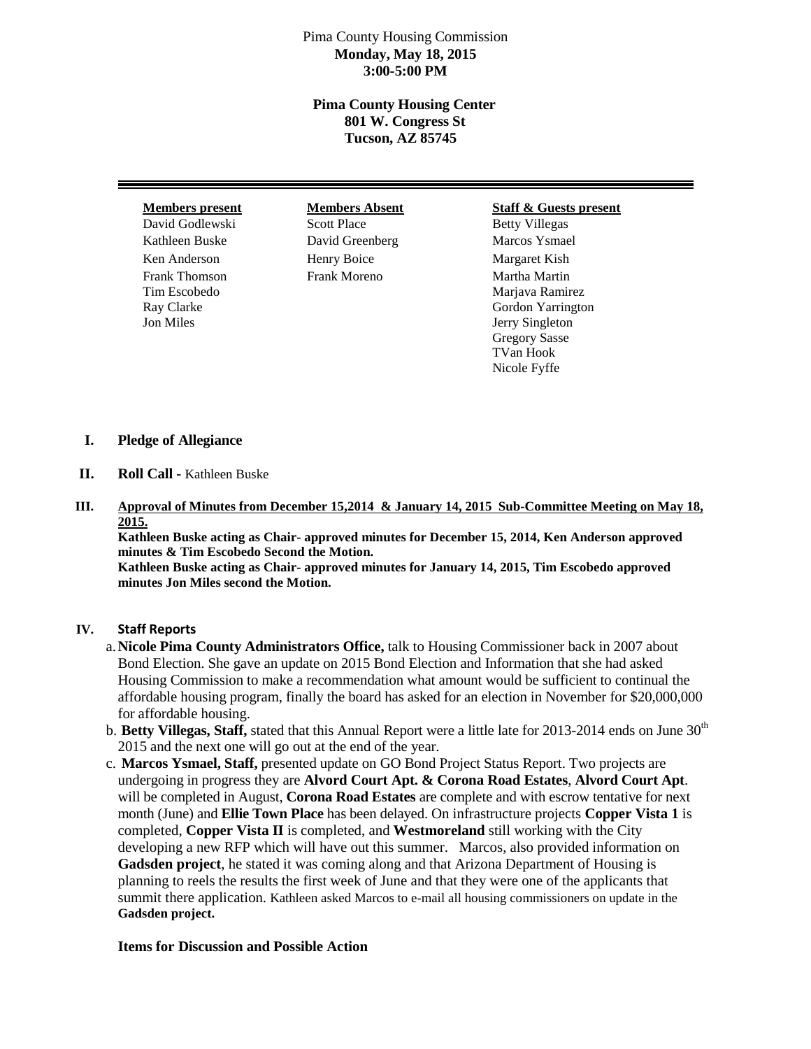Pima County Housing Commission
**Monday, May 18, 2015**
**3:00-5:00 PM**

**Pima County Housing Center**
**801 W. Congress St**
**Tucson, AZ 85745**

---

| **Members present** | **Members Absent** | **Staff & Guests present** |
|---|---|---|
| David Godlewski | Scott Place | Betty Villegas |
| Kathleen Buske | David Greenberg | Marcos Ysmael |
| Ken Anderson | Henry Boice | Margaret Kish |
| Frank Thomson | Frank Moreno | Martha Martin |
| Tim Escobedo | | Marjava Ramirez |
| Ray Clarke | | Gordon Yarrington |
| Jon Miles | | Jerry Singleton |
| | | Gregory Sasse |
| | | TVan Hook |
| | | Nicole Fyffe |

**I. Pledge of Allegiance**

**II. Roll Call -** Kathleen Buske

**III. Approval of Minutes from December 15,2014 & January 14, 2015 Sub-Committee Meeting on May 18, 2015.**

**Kathleen Buske acting as Chair- approved minutes for December 15, 2014, Ken Anderson approved minutes & Tim Escobedo Second the Motion.**
**Kathleen Buske acting as Chair- approved minutes for January 14, 2015, Tim Escobedo approved minutes Jon Miles second the Motion.**

**IV. Staff Reports**

a. **Nicole Pima County Administrators Office,** talk to Housing Commissioner back in 2007 about Bond Election. She gave an update on 2015 Bond Election and Information that she had asked Housing Commission to make a recommendation what amount would be sufficient to continual the affordable housing program, finally the board has asked for an election in November for $20,000,000 for affordable housing.

b. **Betty Villegas, Staff,** stated that this Annual Report were a little late for 2013-2014 ends on June 30th 2015 and the next one will go out at the end of the year.

c. **Marcos Ysmael, Staff,** presented update on GO Bond Project Status Report. Two projects are undergoing in progress they are **Alvord Court Apt. & Corona Road Estates**, **Alvord Court Apt**. will be completed in August, **Corona Road Estates** are complete and with escrow tentative for next month (June) and **Ellie Town Place** has been delayed. On infrastructure projects **Copper Vista 1** is completed, **Copper Vista II** is completed, and **Westmoreland** still working with the City developing a new RFP which will have out this summer. Marcos, also provided information on **Gadsden project**, he stated it was coming along and that Arizona Department of Housing is planning to reels the results the first week of June and that they were one of the applicants that summit there application. Kathleen asked Marcos to e-mail all housing commissioners on update in the **Gadsden project.**

**Items for Discussion and Possible Action**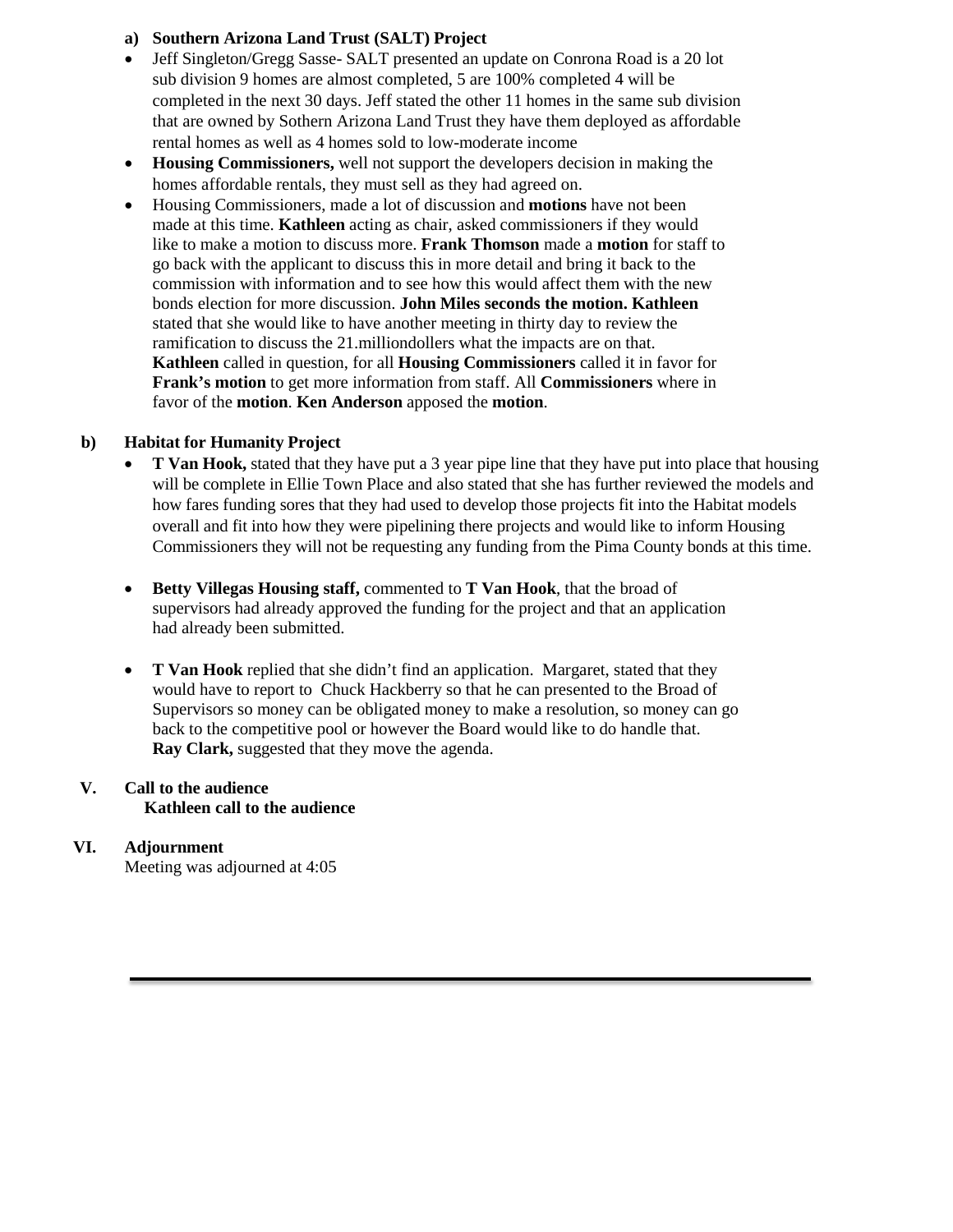**a) Southern Arizona Land Trust (SALT) Project**

- Jeff Singleton/Gregg Sasse- SALT presented an update on Conrona Road is a 20 lot sub division 9 homes are almost completed, 5 are 100% completed 4 will be completed in the next 30 days. Jeff stated the other 11 homes in the same sub division that are owned by Sothern Arizona Land Trust they have them deployed as affordable rental homes as well as 4 homes sold to low-moderate income
- **Housing Commissioners,** well not support the developers decision in making the homes affordable rentals, they must sell as they had agreed on.
- Housing Commissioners, made a lot of discussion and **motions** have not been made at this time. **Kathleen** acting as chair, asked commissioners if they would like to make a motion to discuss more. **Frank Thomson** made a **motion** for staff to go back with the applicant to discuss this in more detail and bring it back to the commission with information and to see how this would affect them with the new bonds election for more discussion. **John Miles seconds the motion. Kathleen** stated that she would like to have another meeting in thirty day to review the ramification to discuss the 21.milliondollers what the impacts are on that. **Kathleen** called in question, for all **Housing Commissioners** called it in favor for **Frank's motion** to get more information from staff. All **Commissioners** where in favor of the **motion**. **Ken Anderson** apposed the **motion**.

**b) Habitat for Humanity Project**

- **T Van Hook,** stated that they have put a 3 year pipe line that they have put into place that housing will be complete in Ellie Town Place and also stated that she has further reviewed the models and how fares funding sores that they had used to develop those projects fit into the Habitat models overall and fit into how they were pipelining there projects and would like to inform Housing Commissioners they will not be requesting any funding from the Pima County bonds at this time.

- **Betty Villegas Housing staff,** commented to **T Van Hook**, that the broad of supervisors had already approved the funding for the project and that an application had already been submitted.

- **T Van Hook** replied that she didn't find an application. Margaret, stated that they would have to report to Chuck Hackberry so that he can presented to the Broad of Supervisors so money can be obligated money to make a resolution, so money can go back to the competitive pool or however the Board would like to do handle that. **Ray Clark,** suggested that they move the agenda.

**V. Call to the audience**
**Kathleen call to the audience**

**VI. Adjournment**
Meeting was adjourned at 4:05